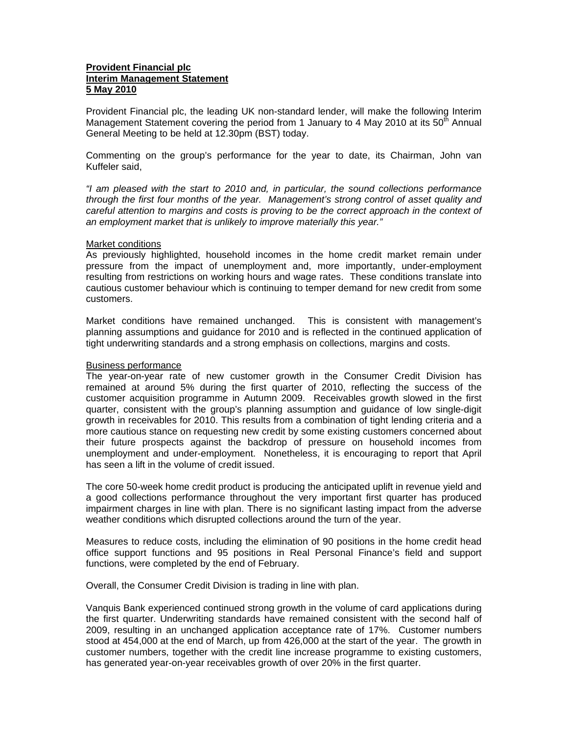**Provident Financial plc**
**Interim Management Statement**
**5 May 2010**

Provident Financial plc, the leading UK non-standard lender, will make the following Interim Management Statement covering the period from 1 January to 4 May 2010 at its 50th Annual General Meeting to be held at 12.30pm (BST) today.

Commenting on the group's performance for the year to date, its Chairman, John van Kuffeler said,

*"I am pleased with the start to 2010 and, in particular, the sound collections performance through the first four months of the year. Management's strong control of asset quality and careful attention to margins and costs is proving to be the correct approach in the context of an employment market that is unlikely to improve materially this year."*

### Market conditions

As previously highlighted, household incomes in the home credit market remain under pressure from the impact of unemployment and, more importantly, under-employment resulting from restrictions on working hours and wage rates. These conditions translate into cautious customer behaviour which is continuing to temper demand for new credit from some customers.

Market conditions have remained unchanged. This is consistent with management's planning assumptions and guidance for 2010 and is reflected in the continued application of tight underwriting standards and a strong emphasis on collections, margins and costs.

### Business performance

The year-on-year rate of new customer growth in the Consumer Credit Division has remained at around 5% during the first quarter of 2010, reflecting the success of the customer acquisition programme in Autumn 2009. Receivables growth slowed in the first quarter, consistent with the group's planning assumption and guidance of low single-digit growth in receivables for 2010. This results from a combination of tight lending criteria and a more cautious stance on requesting new credit by some existing customers concerned about their future prospects against the backdrop of pressure on household incomes from unemployment and under-employment. Nonetheless, it is encouraging to report that April has seen a lift in the volume of credit issued.

The core 50-week home credit product is producing the anticipated uplift in revenue yield and a good collections performance throughout the very important first quarter has produced impairment charges in line with plan. There is no significant lasting impact from the adverse weather conditions which disrupted collections around the turn of the year.

Measures to reduce costs, including the elimination of 90 positions in the home credit head office support functions and 95 positions in Real Personal Finance's field and support functions, were completed by the end of February.

Overall, the Consumer Credit Division is trading in line with plan.

Vanquis Bank experienced continued strong growth in the volume of card applications during the first quarter. Underwriting standards have remained consistent with the second half of 2009, resulting in an unchanged application acceptance rate of 17%. Customer numbers stood at 454,000 at the end of March, up from 426,000 at the start of the year. The growth in customer numbers, together with the credit line increase programme to existing customers, has generated year-on-year receivables growth of over 20% in the first quarter.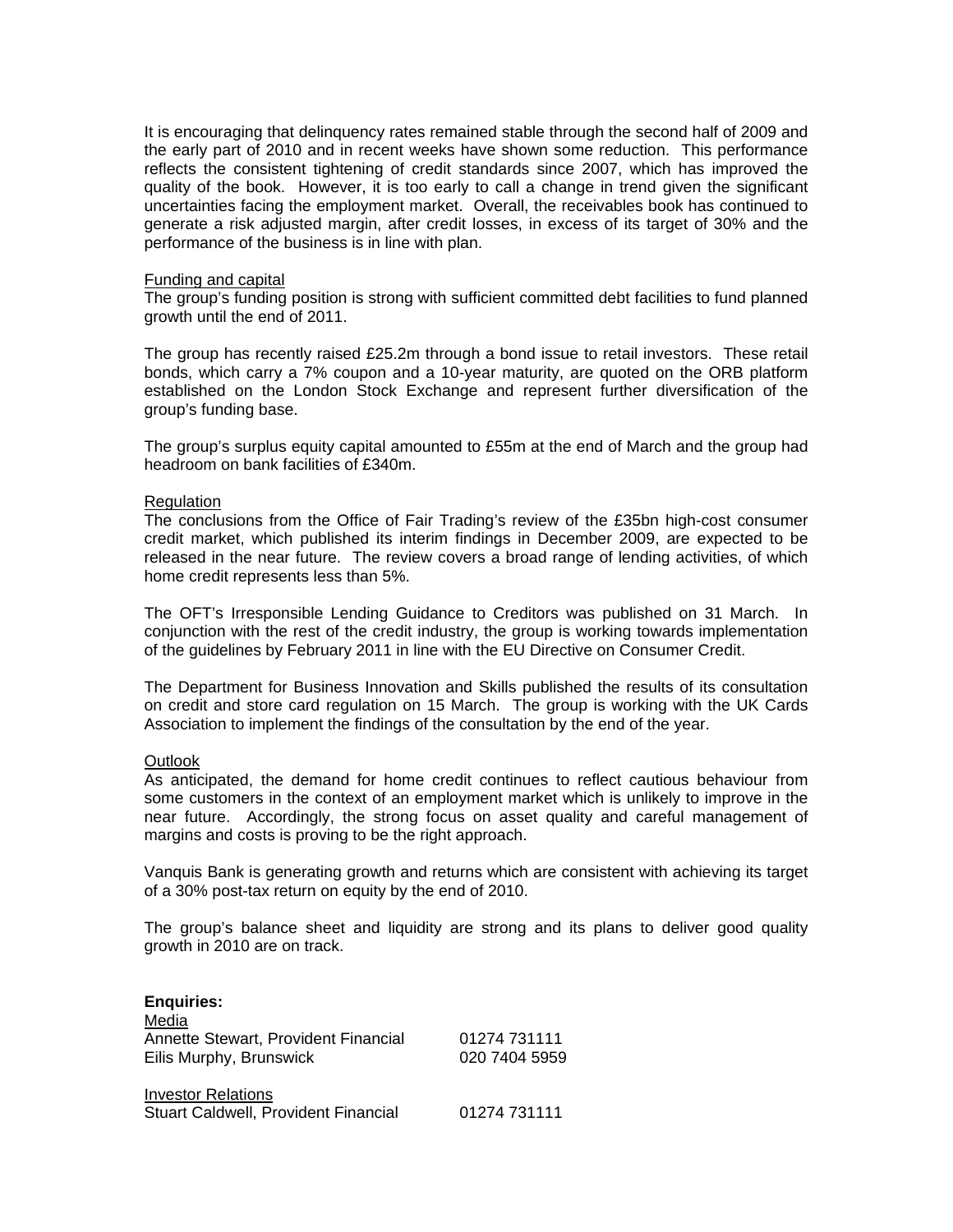It is encouraging that delinquency rates remained stable through the second half of 2009 and the early part of 2010 and in recent weeks have shown some reduction. This performance reflects the consistent tightening of credit standards since 2007, which has improved the quality of the book. However, it is too early to call a change in trend given the significant uncertainties facing the employment market. Overall, the receivables book has continued to generate a risk adjusted margin, after credit losses, in excess of its target of 30% and the performance of the business is in line with plan.

## Funding and capital

The group's funding position is strong with sufficient committed debt facilities to fund planned growth until the end of 2011.

The group has recently raised £25.2m through a bond issue to retail investors. These retail bonds, which carry a 7% coupon and a 10-year maturity, are quoted on the ORB platform established on the London Stock Exchange and represent further diversification of the group's funding base.

The group's surplus equity capital amounted to £55m at the end of March and the group had headroom on bank facilities of £340m.

## Regulation

The conclusions from the Office of Fair Trading's review of the £35bn high-cost consumer credit market, which published its interim findings in December 2009, are expected to be released in the near future. The review covers a broad range of lending activities, of which home credit represents less than 5%.

The OFT's Irresponsible Lending Guidance to Creditors was published on 31 March. In conjunction with the rest of the credit industry, the group is working towards implementation of the guidelines by February 2011 in line with the EU Directive on Consumer Credit.

The Department for Business Innovation and Skills published the results of its consultation on credit and store card regulation on 15 March. The group is working with the UK Cards Association to implement the findings of the consultation by the end of the year.

## Outlook

As anticipated, the demand for home credit continues to reflect cautious behaviour from some customers in the context of an employment market which is unlikely to improve in the near future. Accordingly, the strong focus on asset quality and careful management of margins and costs is proving to be the right approach.

Vanquis Bank is generating growth and returns which are consistent with achieving its target of a 30% post-tax return on equity by the end of 2010.

The group's balance sheet and liquidity are strong and its plans to deliver good quality growth in 2010 are on track.

**Enquiries:**

Media

| | |
|---|---|
| Annette Stewart, Provident Financial | 01274 731111 |
| Eilis Murphy, Brunswick | 020 7404 5959 |

Investor Relations

| | |
|---|---|
| Stuart Caldwell, Provident Financial | 01274 731111 |